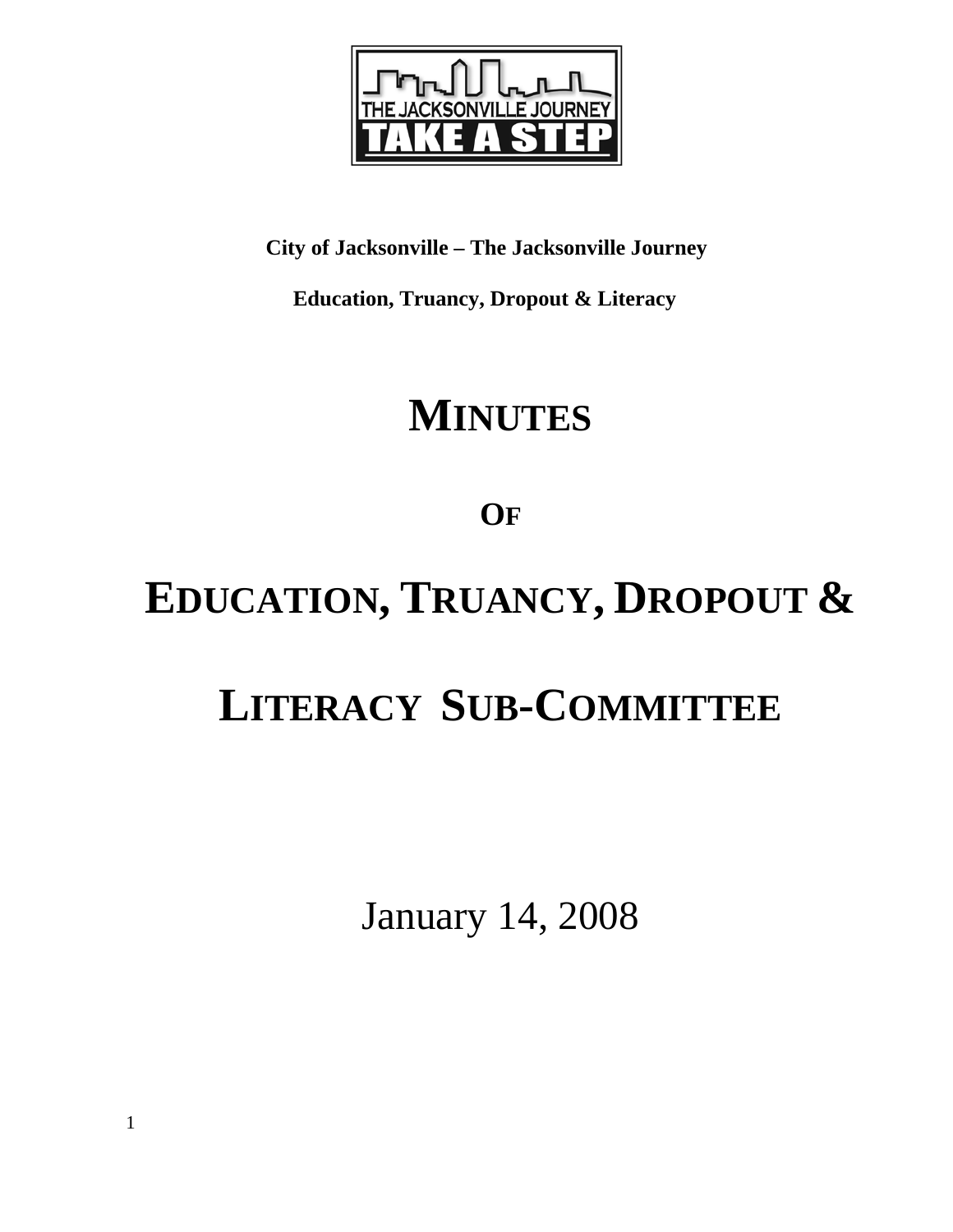**City of Jacksonville – The Jacksonville Journey**

**Education, Truancy, Dropout & Literacy**

# MINUTES

## OF

# EDUCATION, TRUANCY, DROPOUT & LITERACY SUB-COMMITTEE

January 14, 2008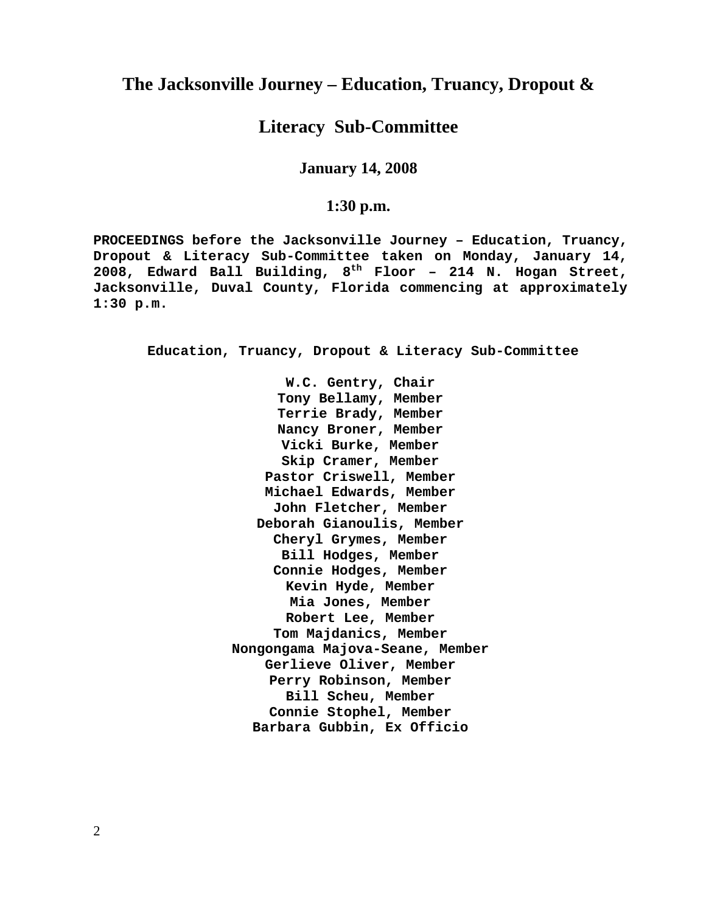# The Jacksonville Journey – Education, Truancy, Dropout &

# Literacy Sub-Committee

### January 14, 2008

### 1:30 p.m.

**PROCEEDINGS before the Jacksonville Journey – Education, Truancy, Dropout & Literacy Sub-Committee taken on Monday, January 14, 2008, Edward Ball Building, 8th Floor – 214 N. Hogan Street, Jacksonville, Duval County, Florida commencing at approximately 1:30 p.m.**

**Education, Truancy, Dropout & Literacy Sub-Committee**

**W.C. Gentry, Chair**
**Tony Bellamy, Member**
**Terrie Brady, Member**
**Nancy Broner, Member**
**Vicki Burke, Member**
**Skip Cramer, Member**
**Pastor Criswell, Member**
**Michael Edwards, Member**
**John Fletcher, Member**
**Deborah Gianoulis, Member**
**Cheryl Grymes, Member**
**Bill Hodges, Member**
**Connie Hodges, Member**
**Kevin Hyde, Member**
**Mia Jones, Member**
**Robert Lee, Member**
**Tom Majdanics, Member**
**Nongongama Majova-Seane, Member**
**Gerlieve Oliver, Member**
**Perry Robinson, Member**
**Bill Scheu, Member**
**Connie Stophel, Member**
**Barbara Gubbin, Ex Officio**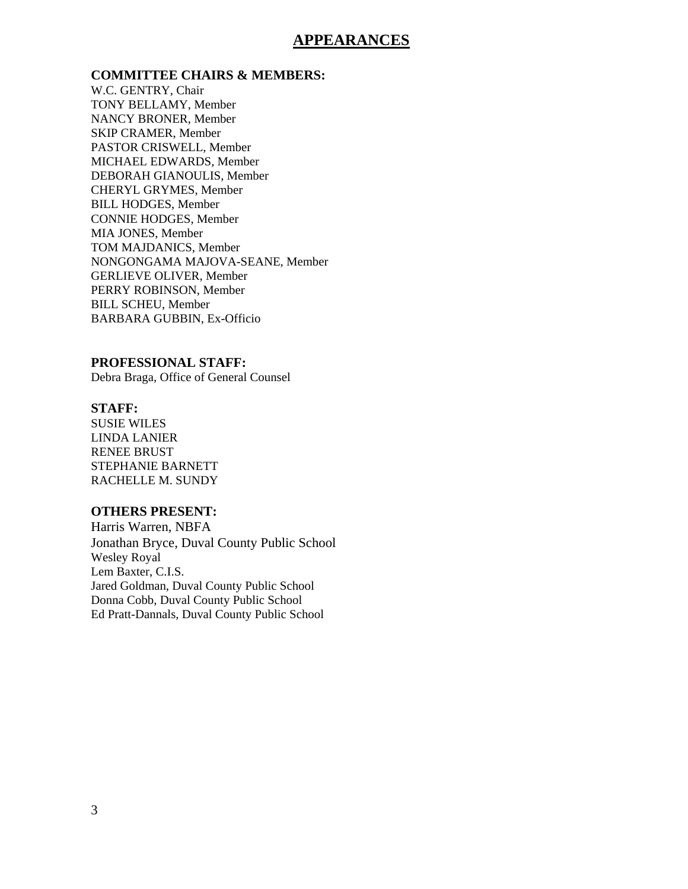# APPEARANCES

**COMMITTEE CHAIRS & MEMBERS:**

W.C. GENTRY, Chair
TONY BELLAMY, Member
NANCY BRONER, Member
SKIP CRAMER, Member
PASTOR CRISWELL, Member
MICHAEL EDWARDS, Member
DEBORAH GIANOULIS, Member
CHERYL GRYMES, Member
BILL HODGES, Member
CONNIE HODGES, Member
MIA JONES, Member
TOM MAJDANICS, Member
NONGONGAMA MAJOVA-SEANE, Member
GERLIEVE OLIVER, Member
PERRY ROBINSON, Member
BILL SCHEU, Member
BARBARA GUBBIN, Ex-Officio

**PROFESSIONAL STAFF:**

Debra Braga, Office of General Counsel

**STAFF:**

SUSIE WILES
LINDA LANIER
RENEE BRUST
STEPHANIE BARNETT
RACHELLE M. SUNDY

**OTHERS PRESENT:**

Harris Warren, NBFA
Jonathan Bryce, Duval County Public School
Wesley Royal
Lem Baxter, C.I.S.
Jared Goldman, Duval County Public School
Donna Cobb, Duval County Public School
Ed Pratt-Dannals, Duval County Public School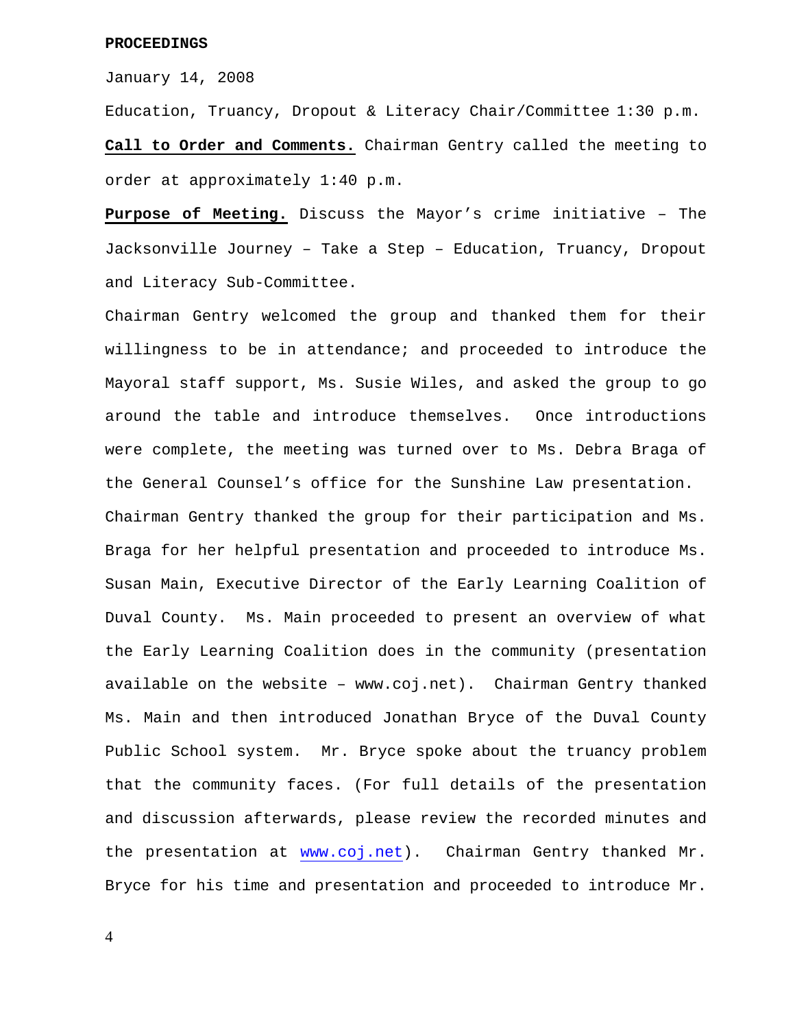**PROCEEDINGS**

January 14, 2008

Education, Truancy, Dropout & Literacy Chair/Committee 1:30 p.m.

**Call to Order and Comments.** Chairman Gentry called the meeting to order at approximately 1:40 p.m.

**Purpose of Meeting.** Discuss the Mayor's crime initiative – The Jacksonville Journey – Take a Step – Education, Truancy, Dropout and Literacy Sub-Committee.

Chairman Gentry welcomed the group and thanked them for their willingness to be in attendance; and proceeded to introduce the Mayoral staff support, Ms. Susie Wiles, and asked the group to go around the table and introduce themselves. Once introductions were complete, the meeting was turned over to Ms. Debra Braga of the General Counsel's office for the Sunshine Law presentation. Chairman Gentry thanked the group for their participation and Ms. Braga for her helpful presentation and proceeded to introduce Ms. Susan Main, Executive Director of the Early Learning Coalition of Duval County. Ms. Main proceeded to present an overview of what the Early Learning Coalition does in the community (presentation available on the website – www.coj.net). Chairman Gentry thanked Ms. Main and then introduced Jonathan Bryce of the Duval County Public School system. Mr. Bryce spoke about the truancy problem that the community faces. (For full details of the presentation and discussion afterwards, please review the recorded minutes and the presentation at www.coj.net). Chairman Gentry thanked Mr. Bryce for his time and presentation and proceeded to introduce Mr.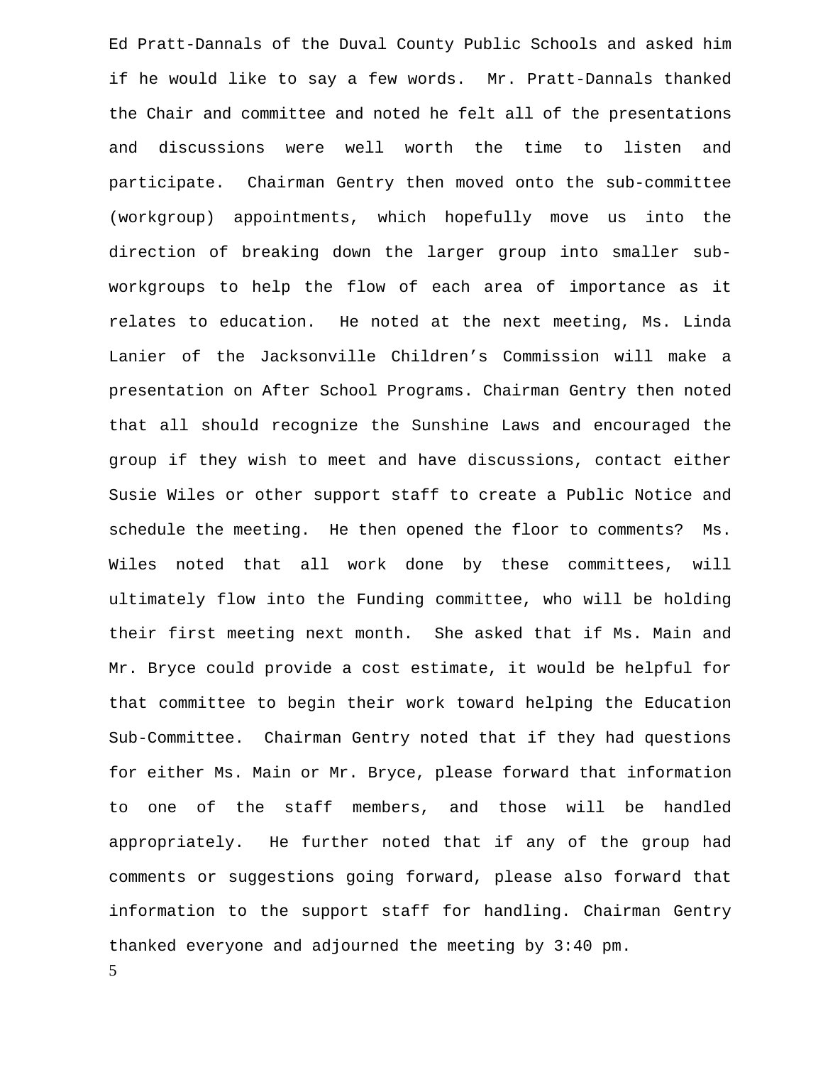Ed Pratt-Dannals of the Duval County Public Schools and asked him if he would like to say a few words. Mr. Pratt-Dannals thanked the Chair and committee and noted he felt all of the presentations and discussions were well worth the time to listen and participate. Chairman Gentry then moved onto the sub-committee (workgroup) appointments, which hopefully move us into the direction of breaking down the larger group into smaller sub-workgroups to help the flow of each area of importance as it relates to education. He noted at the next meeting, Ms. Linda Lanier of the Jacksonville Children's Commission will make a presentation on After School Programs. Chairman Gentry then noted that all should recognize the Sunshine Laws and encouraged the group if they wish to meet and have discussions, contact either Susie Wiles or other support staff to create a Public Notice and schedule the meeting. He then opened the floor to comments? Ms. Wiles noted that all work done by these committees, will ultimately flow into the Funding committee, who will be holding their first meeting next month. She asked that if Ms. Main and Mr. Bryce could provide a cost estimate, it would be helpful for that committee to begin their work toward helping the Education Sub-Committee. Chairman Gentry noted that if they had questions for either Ms. Main or Mr. Bryce, please forward that information to one of the staff members, and those will be handled appropriately. He further noted that if any of the group had comments or suggestions going forward, please also forward that information to the support staff for handling. Chairman Gentry thanked everyone and adjourned the meeting by 3:40 pm.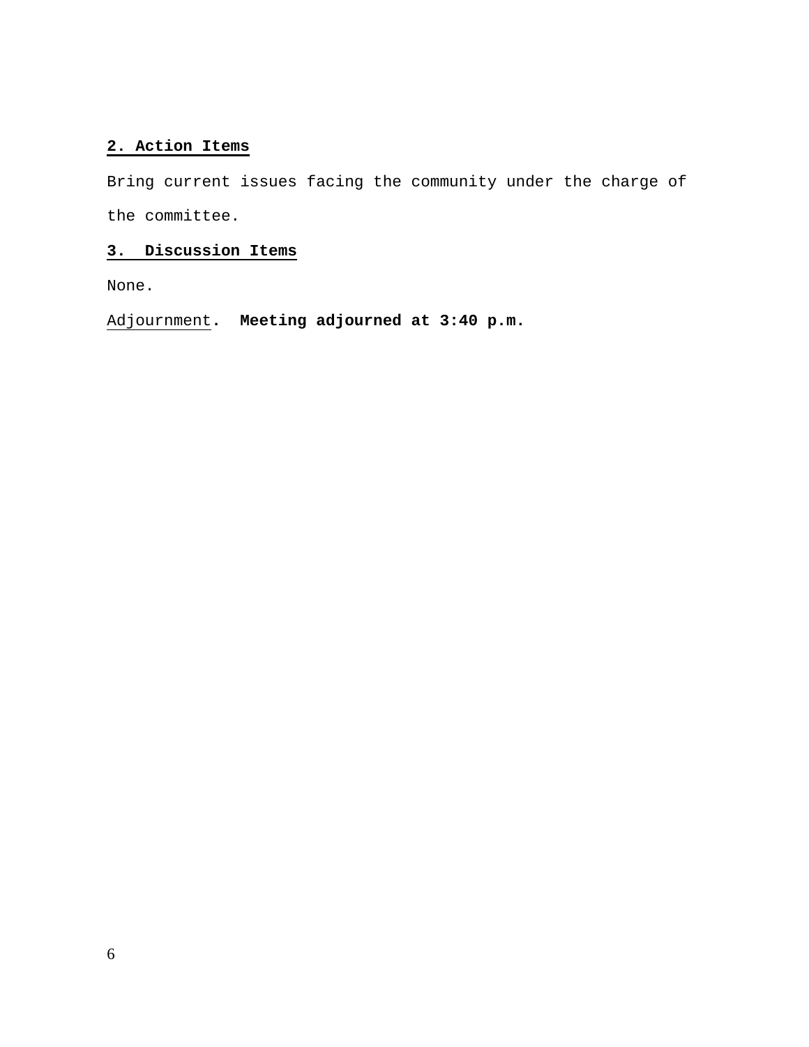**2. Action Items**

Bring current issues facing the community under the charge of the committee.

**3. Discussion Items**

None.

Adjournment**. Meeting adjourned at 3:40 p.m.**